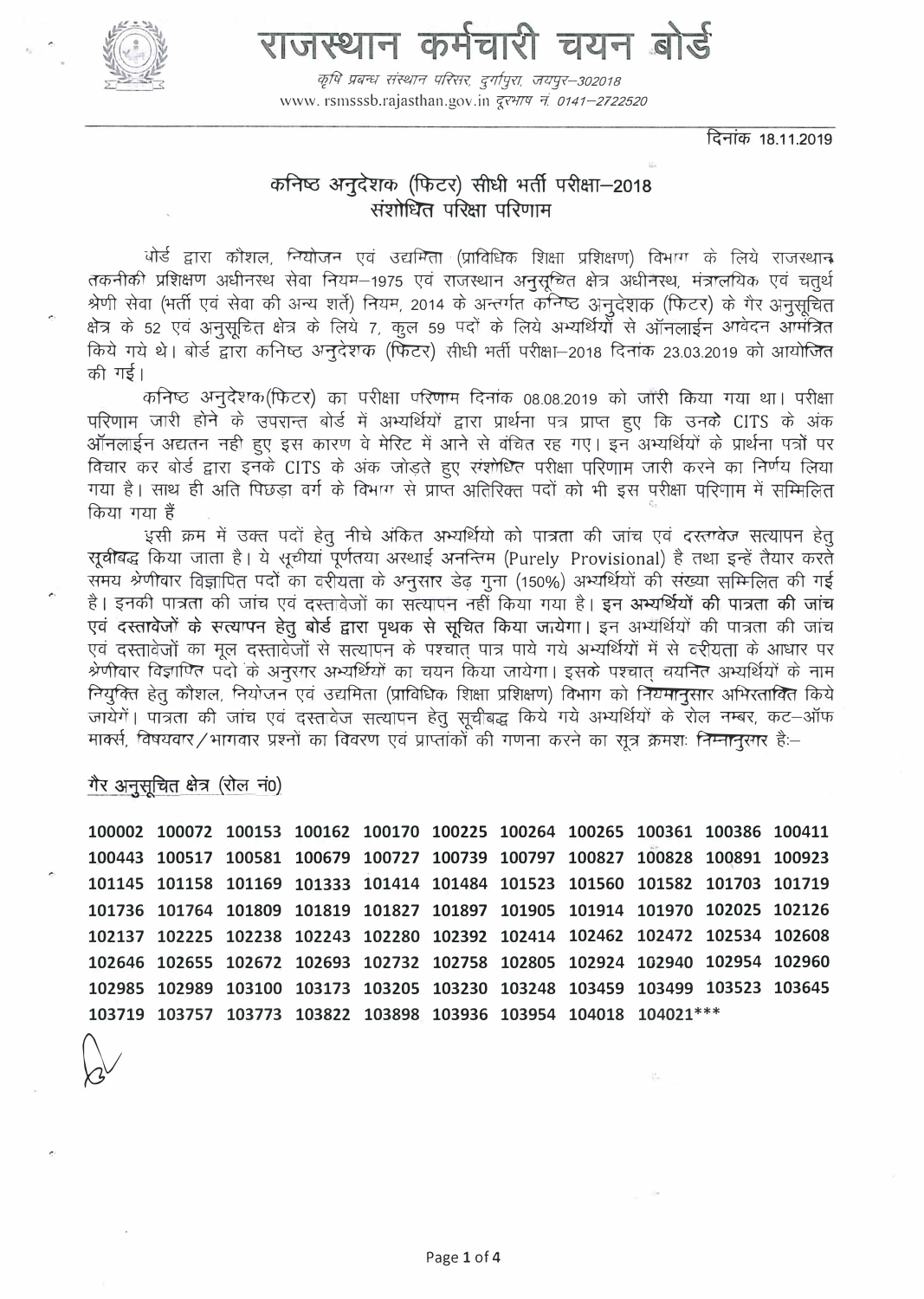# राजस्थान कर्मचारी चयन बोर्ड

*कृषि प्रबन्ध संस्थान परिसर, दुर्गापुरा, जयपुर–302018*

www. rsmsssb.rajasthan.gov.in दूरभाष नं. 0141–2722520

दिनांक 18.11.2019

## कनिष्ठ अनुदेशक (फिटर) सीधी भर्ती परीक्षा–2018
## संशोधित परिक्षा परिणाम

बोर्ड द्वारा कौशल, नियोजन एवं उद्यमिता (प्राविधिक शिक्षा प्रशिक्षण) विभाग के लिये राजस्थान तकनीकी प्रशिक्षण अधीनस्थ सेवा नियम–1975 एवं राजस्थान अनुसूचित क्षेत्र अधीनस्थ, मंत्रालयिक एवं चतुर्थ श्रेणी सेवा (भर्ती एवं सेवा की अन्य शर्ते) नियम, 2014 के अन्तर्गत कनिष्ठ अनुदेशक (फिटर) के गैर अनुसूचित क्षेत्र के 52 एवं अनुसूचित क्षेत्र के लिये 7, कुल 59 पदों के लिये अभ्यर्थियों से ऑनलाईन आवेदन आमंत्रित किये गये थे। बोर्ड द्वारा कनिष्ठ अनुदेशक (फिटर) सीधी भर्ती परीक्षा–2018 दिनांक 23.03.2019 को आयोजित की गई।

कनिष्ठ अनुदेशक(फिटर) का परीक्षा परिणाम दिनांक 08.08.2019 को जारी किया गया था। परीक्षा परिणाम जारी होने के उपरान्त बोर्ड में अभ्यर्थियों द्वारा प्रार्थना पत्र प्राप्त हुए कि उनके CITS के अंक ऑनलाईन अद्यतन नही हुए इस कारण वे मेरिट में आने से वंचित रह गए। इन अभ्यर्थियों के प्रार्थना पत्रों पर विचार कर बोर्ड द्वारा इनके CITS के अंक जोड़ते हुए संशोधित परीक्षा परिणाम जारी करने का निर्णय लिया गया है। साथ ही अति पिछड़ा वर्ग के विभाग से प्राप्त अतिरिक्त पदों को भी इस परीक्षा परिणाम में सम्मिलित किया गया हैं

इसी क्रम में उक्त पदों हेतु नीचे अंकित अभ्यर्थियो को पात्रता की जांच एवं दस्तावेज सत्यापन हेतु सूचीबद्ध किया जाता है। ये सूचीयां पूर्णतया अस्थाई अनन्तिम (Purely Provisional) है तथा इन्हें तैयार करते समय श्रेणीवार विज्ञापित पदों का वरीयता के अनुसार डेढ़ गुना (150%) अभ्यर्थियों की संख्या सम्मिलित की गई है। इनकी पात्रता की जांच एवं दस्तावेजों का सत्यापन नहीं किया गया है। **इन अभ्यर्थियों की पात्रता की जांच एवं दस्तावेजों के सत्यापन हेतु बोर्ड द्वारा पृथक से सूचित किया जायेगा।** इन अभ्यर्थियों की पात्रता की जांच एवं दस्तावेजों का मूल दस्तावेजों से सत्यापन के पश्चात् पात्र पाये गये अभ्यर्थियों में से वरीयता के आधार पर श्रेणीवार विज्ञापित पदो के अनुरुप अभ्यर्थियों का चयन किया जायेगा। इसके पश्चात् चयनित अभ्यर्थियों के नाम नियुक्ति हेतु कौशल, नियोजन एवं उद्यमिता (प्राविधिक शिक्षा प्रशिक्षण) विभाग को नियमानुसार अभिरतावित किये जायेगें। पात्रता की जांच एवं दस्तावेज सत्यापन हेतु सूचीबद्ध किये गये अभ्यर्थियों के रोल नम्बर, कट–ऑफ मार्क्स, विषयवार/भागवार प्रश्नों का विवरण एवं प्राप्तांकों की गणना करने का सूत्र क्रमशः निम्नानुसार हैः–

### गैर अनुसूचित क्षेत्र (रोल नं0)

**100002 100072 100153 100162 100170 100225 100264 100265 100361 100386 100411
100443 100517 100581 100679 100727 100739 100797 100827 100828 100891 100923
101145 101158 101169 101333 101414 101484 101523 101560 101582 101703 101719
101736 101764 101809 101819 101827 101897 101905 101914 101970 102025 102126
102137 102225 102238 102243 102280 102392 102414 102462 102472 102534 102608
102646 102655 102672 102693 102732 102758 102805 102924 102940 102954 102960
102985 102989 103100 103173 103205 103230 103248 103459 103499 103523 103645
103719 103757 103773 103822 103898 103936 103954 104018 104021*****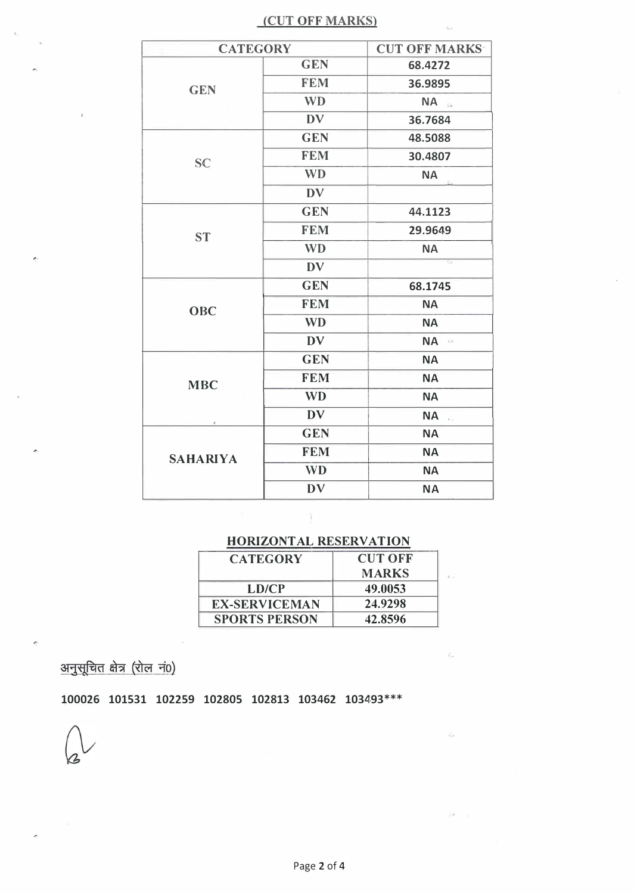## (CUT OFF MARKS)

| CATEGORY | | CUT OFF MARKS |
|---|---|---|
| GEN | GEN | 68.4272 |
| | FEM | 36.9895 |
| | WD | NA |
| | DV | 36.7684 |
| SC | GEN | 48.5088 |
| | FEM | 30.4807 |
| | WD | NA |
| | DV | |
| ST | GEN | 44.1123 |
| | FEM | 29.9649 |
| | WD | NA |
| | DV | |
| OBC | GEN | 68.1745 |
| | FEM | NA |
| | WD | NA |
| | DV | NA |
| MBC | GEN | NA |
| | FEM | NA |
| | WD | NA |
| | DV | NA |
| SAHARIYA | GEN | NA |
| | FEM | NA |
| | WD | NA |
| | DV | NA |

## HORIZONTAL RESERVATION

| CATEGORY | CUT OFF MARKS |
|---|---|
| LD/CP | 49.0053 |
| EX-SERVICEMAN | 24.9298 |
| SPORTS PERSON | 42.8596 |

अनुसूचित क्षेत्र (रोल नं0)

**100026 101531 102259 102805 102813 103462 103493*****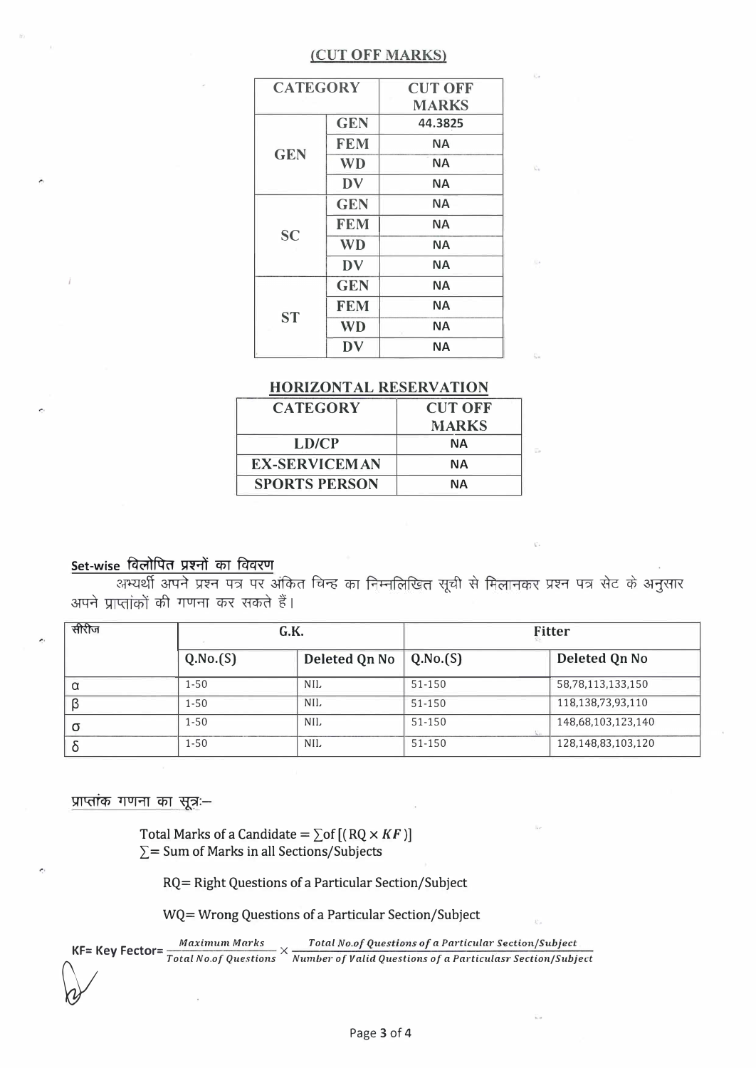## (CUT OFF MARKS)

| CATEGORY | | CUT OFF MARKS |
|---|---|---|
| GEN | GEN | 44.3825 |
| | FEM | NA |
| | WD | NA |
| | DV | NA |
| SC | GEN | NA |
| | FEM | NA |
| | WD | NA |
| | DV | NA |
| ST | GEN | NA |
| | FEM | NA |
| | WD | NA |
| | DV | NA |

## HORIZONTAL RESERVATION

| CATEGORY | CUT OFF MARKS |
|---|---|
| LD/CP | NA |
| EX-SERVICEMAN | NA |
| SPORTS PERSON | NA |

### Set-wise विलोपित प्रश्नों का विवरण

अभ्यर्थी अपने प्रश्न पत्र पर अंकित चिन्ह का निम्नलिखित सूची से मिलानकर प्रश्न पत्र सेट के अनुसार अपने प्राप्तांकों की गणना कर सकते हैं।

| सीरीज | G.K. | | Fitter | |
|---|---|---|---|---|
| | Q.No.(S) | Deleted Qn No | Q.No.(S) | Deleted Qn No |
| α | 1-50 | NIL | 51-150 | 58,78,113,133,150 |
| β | 1-50 | NIL | 51-150 | 118,138,73,93,110 |
| σ | 1-50 | NIL | 51-150 | 148,68,103,123,140 |
| δ | 1-50 | NIL | 51-150 | 128,148,83,103,120 |

### प्राप्तांक गणना का सूत्रः–

Total Marks of a Candidate = $\sum$of [(RQ × $KF$)]

$\sum$= Sum of Marks in all Sections/Subjects

RQ= Right Questions of a Particular Section/Subject

WQ= Wrong Questions of a Particular Section/Subject

KF= Key Fector= $\frac{Maximum\ Marks}{Total\ No.of\ Questions} \times \frac{Total\ No.of\ Questions\ of\ a\ Particular\ Section/Subject}{Number\ of\ Valid\ Questions\ of\ a\ Particularsr\ Section/Subject}$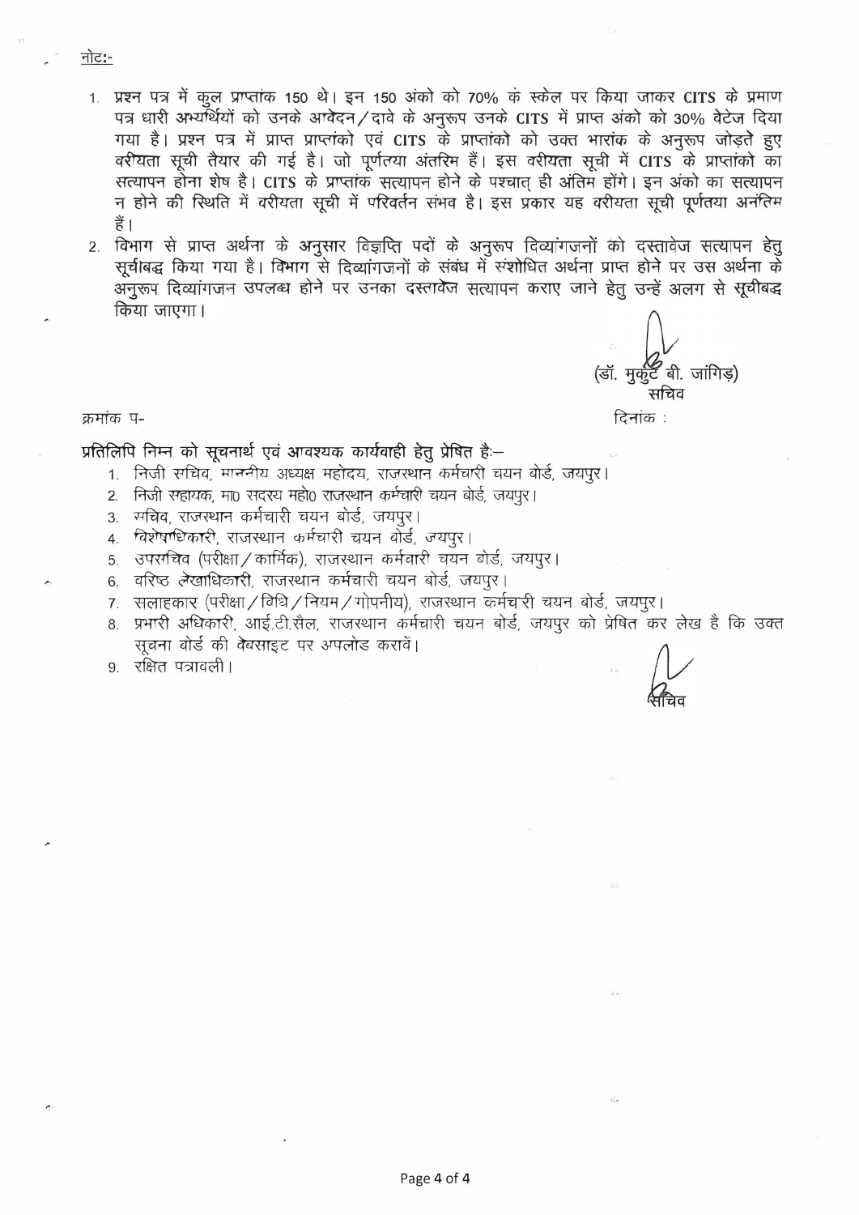<u>नोटः-</u>

1. प्रश्न पत्र में कुल प्राप्तांक 150 थे। इन 150 अंको को 70% के स्केल पर किया जाकर CITS के प्रमाण पत्र धारी अभ्यर्थियों को उनके आवेदन/दावे के अनुरूप उनके CITS में प्राप्त अंको को 30% वेटेज दिया गया है। प्रश्न पत्र में प्राप्त प्राप्तांको एवं CITS के प्राप्तांको को उक्त भारांक के अनुरूप जोड़ते हुए वरीयता सूची तैयार की गई है। जो पूर्णतया अंतरिम हैं। इस वरीयता सूची में CITS के प्राप्तांको का सत्यापन होना शेष है। CITS के प्राप्तांक सत्यापन होने के पश्चात् ही अंतिम होंगे। इन अंको का सत्यापन न होने की स्थिति में वरीयता सूची में परिवर्तन संभव है। इस प्रकार यह वरीयता सूची पूर्णतया अनंतिम हैं।
2. विभाग से प्राप्त अर्थना के अनुसार विज्ञप्ति पदों के अनुरूप दिव्यांगजनों को दस्तावेज सत्यापन हेतु सूचीबद्ध किया गया है। विभाग से दिव्यांगजनों के संबंध में संशोधित अर्थना प्राप्त होने पर उस अर्थना के अनुरूप दिव्यांगजन उपलब्ध होने पर उनका दस्तावेज सत्यापन कराए जाने हेतु उन्हें अलग से सूचीबद्ध किया जाएगा।

(डॉ. मुकुट बी. जांगिड़)
सचिव

क्रमांक प- दिनांक :

**प्रतिलिपि निम्न को सूचनार्थ एवं आवश्यक कार्यवाही हेतु प्रेषित हैः–**

1. निजी सचिव, माननीय अध्यक्ष महोदय, राजस्थान कर्मचारी चयन बोर्ड, जयपुर।
2. निजी सहायक, मा0 सदस्य महो0 राजस्थान कर्मचारी चयन बोर्ड, जयपुर।
3. सचिव, राजस्थान कर्मचारी चयन बोर्ड, जयपुर।
4. विशेषाधिकारी, राजस्थान कर्मचारी चयन बोर्ड, जयपुर।
5. उपसचिव (परीक्षा/कार्मिक), राजस्थान कर्मचारी चयन बोर्ड, जयपुर।
6. वरिष्ठ लेखाधिकारी, राजस्थान कर्मचारी चयन बोर्ड, जयपुर।
7. सलाहकार (परीक्षा/विधि/नियम/गोपनीय), राजस्थान कर्मचारी चयन बोर्ड, जयपुर।
8. प्रभारी अधिकारी, आई.टी.सैल, राजस्थान कर्मचारी चयन बोर्ड, जयपुर को प्रेषित कर लेख है कि उक्त सूचना बोर्ड की वेबसाइट पर अपलोड करावें।
9. रक्षित पत्रावली।

सचिव